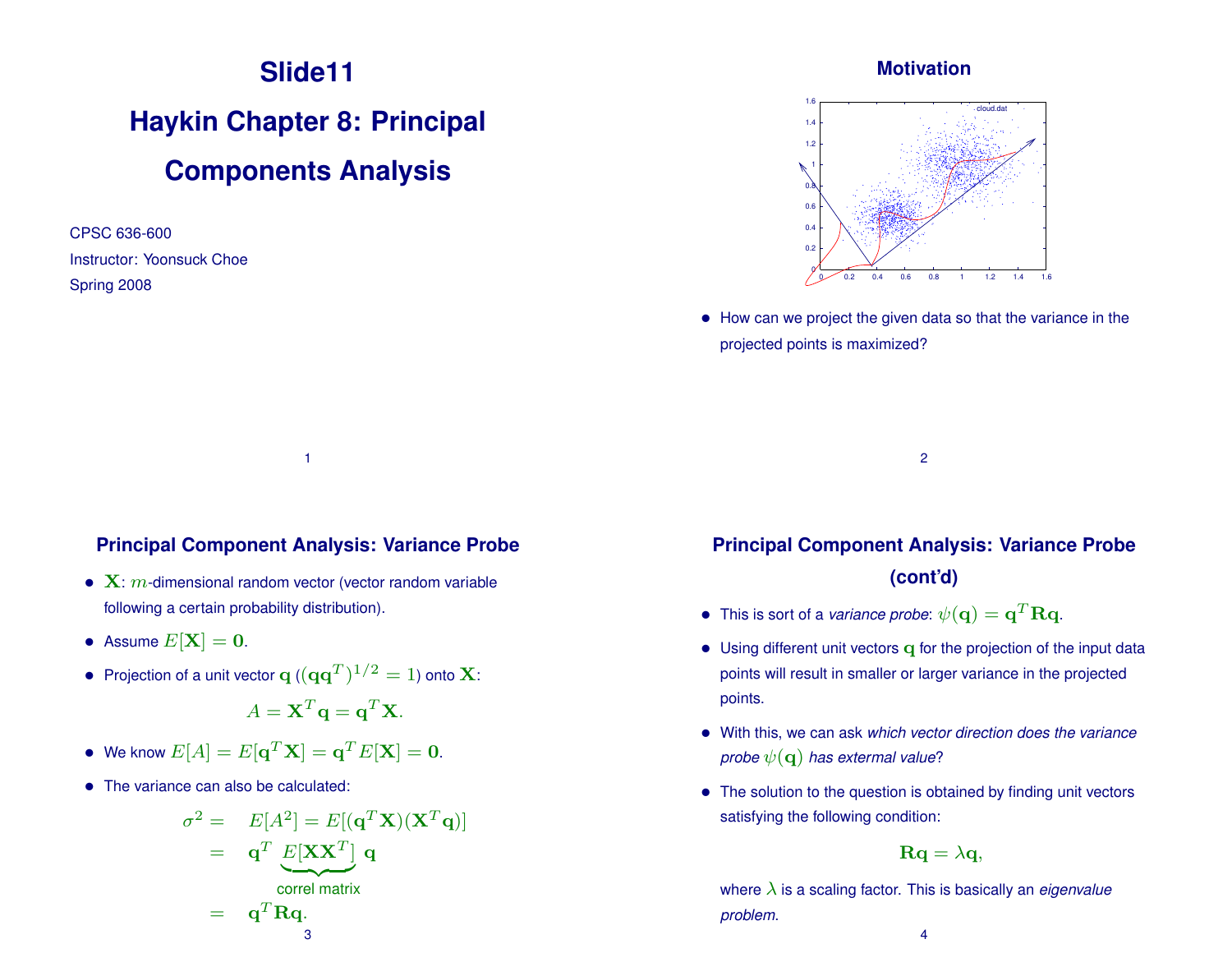# Slide11

# Haykin Chapter 8: Principal Components Analysis

CPSC 636-600

Instructor: Yoonsuck Choe

Spring 2008

## Motivation

- How can we project the given data so that the variance in the projected points is maximized?

## Principal Component Analysis: Variance Probe

- $\mathbf{X}$: $m$-dimensional random vector (vector random variable following a certain probability distribution).
- Assume $E[\mathbf{X}] = \mathbf{0}$.
- Projection of a unit vector $\mathbf{q}$ ($(\mathbf{q}\mathbf{q}^T)^{1/2} = 1$) onto $\mathbf{X}$:

$$A = \mathbf{X}^T \mathbf{q} = \mathbf{q}^T \mathbf{X}.$$

- We know $E[A] = E[\mathbf{q}^T \mathbf{X}] = \mathbf{q}^T E[\mathbf{X}] = \mathbf{0}$.
- The variance can also be calculated:

$$\begin{aligned} \sigma^2 = & \quad E[A^2] = E[(\mathbf{q}^T \mathbf{X})(\mathbf{X}^T \mathbf{q})] \\ = & \quad \mathbf{q}^T \underbrace{E[\mathbf{X}\mathbf{X}^T]}_{\text{correl matrix}} \mathbf{q} \\ = & \quad \mathbf{q}^T \mathbf{R} \mathbf{q}. \end{aligned}$$

## Principal Component Analysis: Variance Probe (cont'd)

- This is sort of a *variance probe*: $\psi(\mathbf{q}) = \mathbf{q}^T \mathbf{R} \mathbf{q}$.
- Using different unit vectors $\mathbf{q}$ for the projection of the input data points will result in smaller or larger variance in the projected points.
- With this, we can ask *which vector direction does the variance probe $\psi(\mathbf{q})$ has extermal value*?
- The solution to the question is obtained by finding unit vectors satisfying the following condition:

$$\mathbf{R}\mathbf{q} = \lambda \mathbf{q},$$

where $\lambda$ is a scaling factor. This is basically an *eigenvalue problem*.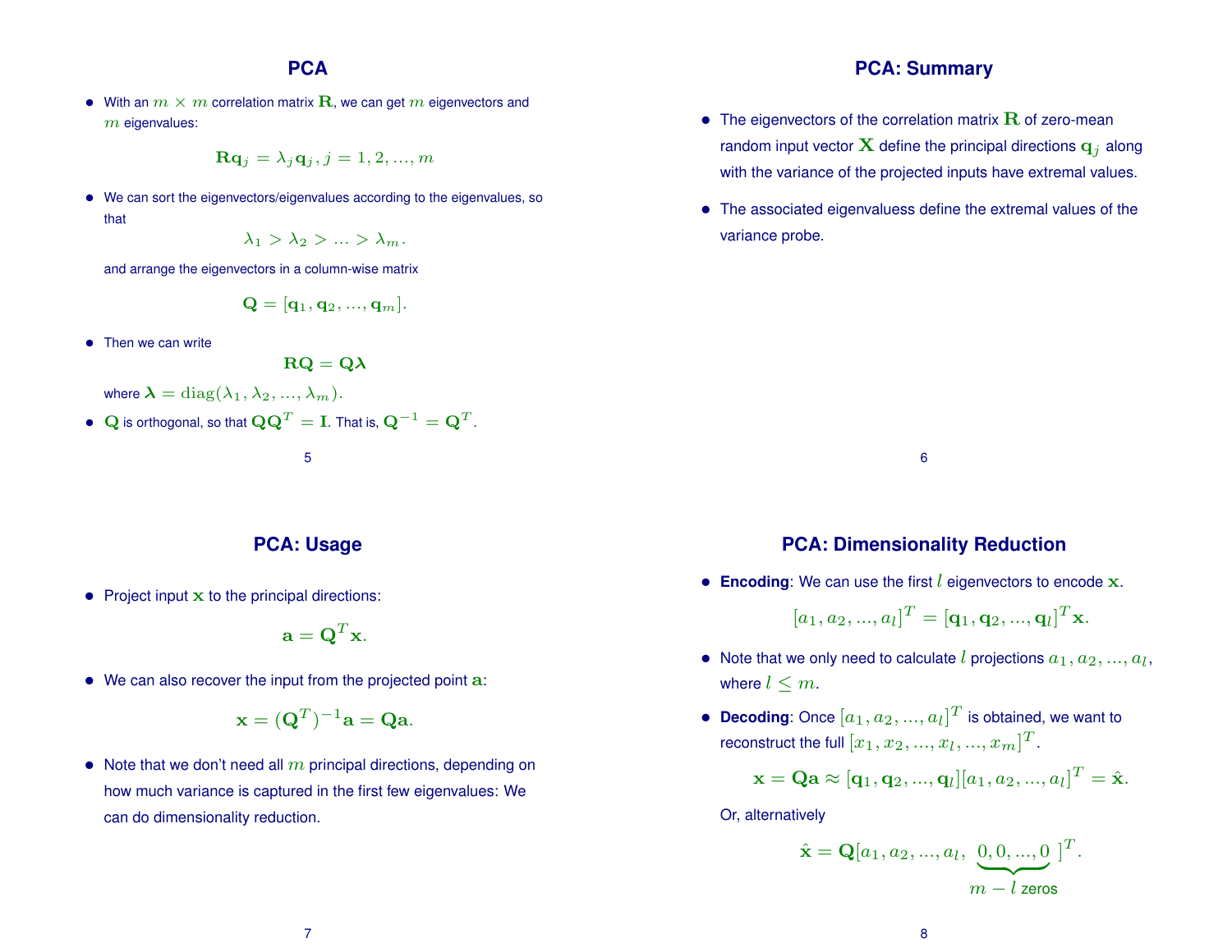## PCA

- With an $m \times m$ correlation matrix $\mathbf{R}$, we can get $m$ eigenvectors and $m$ eigenvalues:

$$\mathbf{R}\mathbf{q}_j = \lambda_j \mathbf{q}_j, j = 1, 2, ..., m$$

- We can sort the eigenvectors/eigenvalues according to the eigenvalues, so that

$$\lambda_1 > \lambda_2 > ... > \lambda_m.$$

and arrange the eigenvectors in a column-wise matrix

$$\mathbf{Q} = [\mathbf{q}_1, \mathbf{q}_2, ..., \mathbf{q}_m].$$

- Then we can write

$$\mathbf{R}\mathbf{Q} = \mathbf{Q}\boldsymbol{\lambda}$$

where $\boldsymbol{\lambda} = \text{diag}(\lambda_1, \lambda_2, ..., \lambda_m)$.

- $\mathbf{Q}$ is orthogonal, so that $\mathbf{Q}\mathbf{Q}^T = \mathbf{I}$. That is, $\mathbf{Q}^{-1} = \mathbf{Q}^T$.

## PCA: Summary

- The eigenvectors of the correlation matrix $\mathbf{R}$ of zero-mean random input vector $\mathbf{X}$ define the principal directions $\mathbf{q}_j$ along with the variance of the projected inputs have extremal values.
- The associated eigenvaluess define the extremal values of the variance probe.

## PCA: Usage

- Project input $\mathbf{x}$ to the principal directions:

$$\mathbf{a} = \mathbf{Q}^T\mathbf{x}.$$

- We can also recover the input from the projected point $\mathbf{a}$:

$$\mathbf{x} = (\mathbf{Q}^T)^{-1}\mathbf{a} = \mathbf{Q}\mathbf{a}.$$

- Note that we don't need all $m$ principal directions, depending on how much variance is captured in the first few eigenvalues: We can do dimensionality reduction.

## PCA: Dimensionality Reduction

- **Encoding**: We can use the first $l$ eigenvectors to encode $\mathbf{x}$.

$$[a_1, a_2, ..., a_l]^T = [\mathbf{q}_1, \mathbf{q}_2, ..., \mathbf{q}_l]^T\mathbf{x}.$$

- Note that we only need to calculate $l$ projections $a_1, a_2, ..., a_l$, where $l \leq m$.
- **Decoding**: Once $[a_1, a_2, ..., a_l]^T$ is obtained, we want to reconstruct the full $[x_1, x_2, ..., x_l, ..., x_m]^T$.

$$\mathbf{x} = \mathbf{Q}\mathbf{a} \approx [\mathbf{q}_1, \mathbf{q}_2, ..., \mathbf{q}_l][a_1, a_2, ..., a_l]^T = \hat{\mathbf{x}}.$$

Or, alternatively

$$\hat{\mathbf{x}} = \mathbf{Q}[a_1, a_2, ..., a_l, \underbrace{0, 0, ..., 0}_{m-l \text{ zeros}}]^T.$$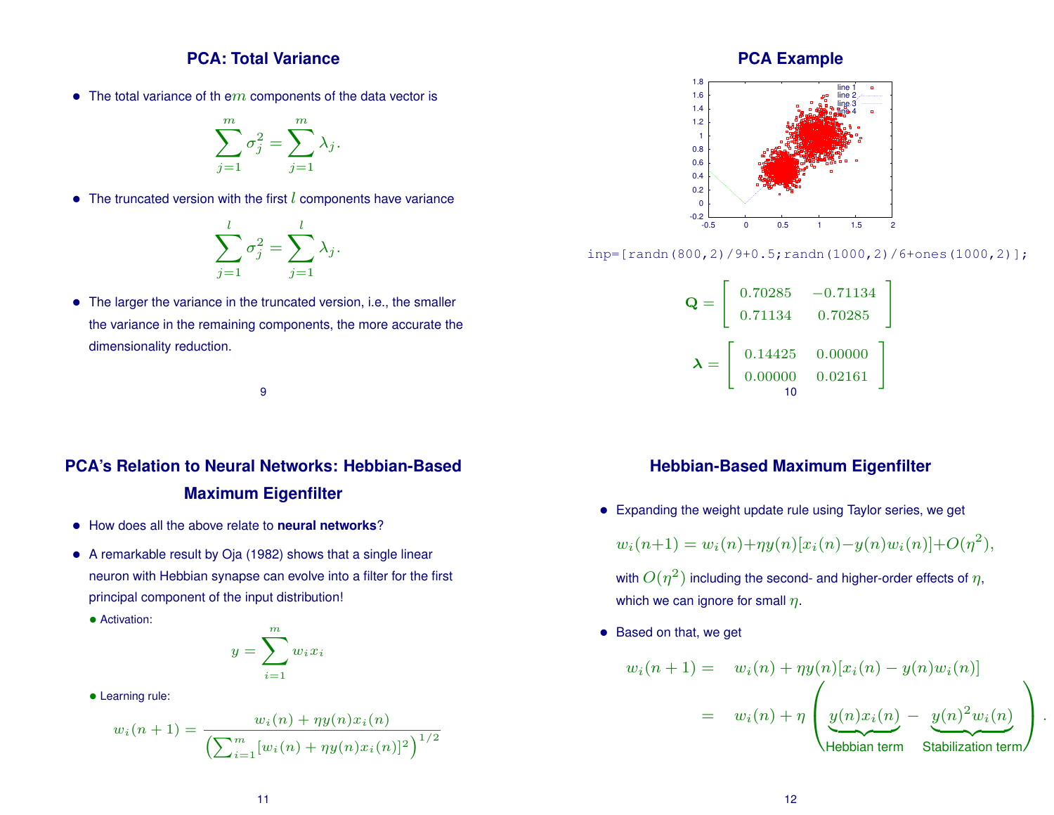## PCA: Total Variance

- The total variance of th e$m$ components of the data vector is

$$\sum_{j=1}^{m} \sigma_j^2 = \sum_{j=1}^{m} \lambda_j.$$

- The truncated version with the first $l$ components have variance

$$\sum_{j=1}^{l} \sigma_j^2 = \sum_{j=1}^{l} \lambda_j.$$

- The larger the variance in the truncated version, i.e., the smaller the variance in the remaining components, the more accurate the dimensionality reduction.

## PCA Example

1.8
1.6
1.4
1.2
1
0.8
0.6
0.4
0.2
0
-0.2
-0.5
0
0.5
1
1.5
2
line 1
line 2
line 3
line 4

```
inp=[randn(800,2)/9+0.5;randn(1000,2)/6+ones(1000,2)];
```

$$\mathbf{Q} = \begin{bmatrix} 0.70285 & -0.71134 \\ 0.71134 & 0.70285 \end{bmatrix}$$

$$\boldsymbol{\lambda} = \begin{bmatrix} 0.14425 & 0.00000 \\ 0.00000 & 0.02161 \end{bmatrix}$$

## PCA's Relation to Neural Networks: Hebbian-Based Maximum Eigenfilter

- How does all the above relate to **neural networks**?
- A remarkable result by Oja (1982) shows that a single linear neuron with Hebbian synapse can evolve into a filter for the first principal component of the input distribution!
  - Activation:

$$y = \sum_{i=1}^{m} w_i x_i$$

  - Learning rule:

$$w_i(n+1) = \frac{w_i(n) + \eta y(n) x_i(n)}{\left(\sum_{i=1}^{m} [w_i(n) + \eta y(n) x_i(n)]^2\right)^{1/2}}$$

## Hebbian-Based Maximum Eigenfilter

- Expanding the weight update rule using Taylor series, we get

$$w_i(n+1) = w_i(n) + \eta y(n)[x_i(n) - y(n) w_i(n)] + O(\eta^2),$$

with $O(\eta^2)$ including the second- and higher-order effects of $\eta$, which we can ignore for small $\eta$.

- Based on that, we get

$$\begin{aligned} w_i(n+1) &= w_i(n) + \eta y(n)[x_i(n) - y(n) w_i(n)] \\ &= w_i(n) + \eta \left( \underbrace{y(n) x_i(n)}_{\text{Hebbian term}} - \underbrace{y(n)^2 w_i(n)}_{\text{Stabilization term}} \right). \end{aligned}$$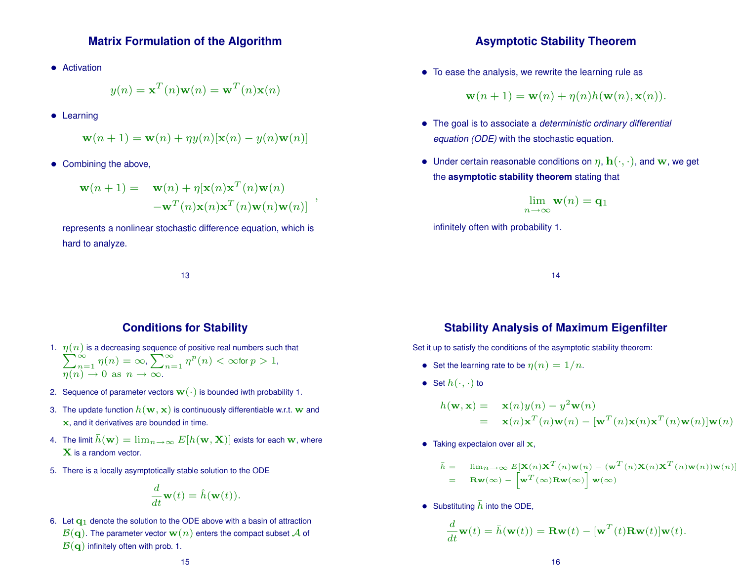## Matrix Formulation of the Algorithm

- Activation

$$y(n) = \mathbf{x}^T(n)\mathbf{w}(n) = \mathbf{w}^T(n)\mathbf{x}(n)$$

- Learning

$$\mathbf{w}(n+1) = \mathbf{w}(n) + \eta y(n)[\mathbf{x}(n) - y(n)\mathbf{w}(n)]$$

- Combining the above,

$$\begin{aligned}\mathbf{w}(n+1) = \quad & \mathbf{w}(n) + \eta[\mathbf{x}(n)\mathbf{x}^T(n)\mathbf{w}(n) \\ & -\mathbf{w}^T(n)\mathbf{x}(n)\mathbf{x}^T(n)\mathbf{w}(n)\mathbf{w}(n)]\end{aligned},$$

  represents a nonlinear stochastic difference equation, which is hard to analyze.

## Asymptotic Stability Theorem

- To ease the analysis, we rewrite the learning rule as

$$\mathbf{w}(n+1) = \mathbf{w}(n) + \eta(n)h(\mathbf{w}(n), \mathbf{x}(n)).$$

- The goal is to associate a *deterministic ordinary differential equation (ODE)* with the stochastic equation.

- Under certain reasonable conditions on $\eta$, $\mathbf{h}(\cdot, \cdot)$, and $\mathbf{w}$, we get the **asymptotic stability theorem** stating that

$$\lim_{n\to\infty} \mathbf{w}(n) = \mathbf{q}_1$$

  infinitely often with probability 1.

## Conditions for Stability

1. $\eta(n)$ is a decreasing sequence of positive real numbers such that $\sum_{n=1}^{\infty} \eta(n) = \infty$, $\sum_{n=1}^{\infty} \eta^p(n) < \infty$ for $p > 1$, $\eta(n) \to 0 \text{ as } n \to \infty$.
2. Sequence of parameter vectors $\mathbf{w}(\cdot)$ is bounded iwth probability 1.
3. The update function $h(\mathbf{w}, \mathbf{x})$ is continuously differentiable w.r.t. $\mathbf{w}$ and $\mathbf{x}$, and it derivatives are bounded in time.
4. The limit $\bar{h}(\mathbf{w}) = \lim_{n\to\infty} E[h(\mathbf{w}, \mathbf{X})]$ exists for each $\mathbf{w}$, where $\mathbf{X}$ is a random vector.
5. There is a locally asymptotically stable solution to the ODE

$$\frac{d}{dt}\mathbf{w}(t) = \hat{h}(\mathbf{w}(t)).$$

6. Let $\mathbf{q}_1$ denote the solution to the ODE above with a basin of attraction $\mathcal{B}(\mathbf{q})$. The parameter vector $\mathbf{w}(n)$ enters the compact subset $\mathcal{A}$ of $\mathcal{B}(\mathbf{q})$ infinitely often with prob. 1.

## Stability Analysis of Maximum Eigenfilter

Set it up to satisfy the conditions of the asymptotic stability theorem:

- Set the learning rate to be $\eta(n) = 1/n$.
- Set $h(\cdot, \cdot)$ to

$$\begin{aligned}h(\mathbf{w}, \mathbf{x}) = \quad & \mathbf{x}(n)y(n) - y^2\mathbf{w}(n) \\ = \quad & \mathbf{x}(n)\mathbf{x}^T(n)\mathbf{w}(n) - [\mathbf{w}^T(n)\mathbf{x}(n)\mathbf{x}^T(n)\mathbf{w}(n)]\mathbf{w}(n)\end{aligned}$$

- Taking expectaion over all $\mathbf{x}$,

$$\begin{aligned}\bar{h} = \quad & \lim_{n\to\infty} E[\mathbf{X}(n)\mathbf{X}^T(n)\mathbf{w}(n) - (\mathbf{w}^T(n)\mathbf{X}(n)\mathbf{X}^T(n)\mathbf{w}(n))\mathbf{w}(n)] \\ = \quad & \mathbf{R}\mathbf{w}(\infty) - \left[\mathbf{w}^T(\infty)\mathbf{R}\mathbf{w}(\infty)\right]\mathbf{w}(\infty)\end{aligned}$$

- Substituting $\bar{h}$ into the ODE,

$$\frac{d}{dt}\mathbf{w}(t) = \bar{h}(\mathbf{w}(t)) = \mathbf{R}\mathbf{w}(t) - [\mathbf{w}^T(t)\mathbf{R}\mathbf{w}(t)]\mathbf{w}(t).$$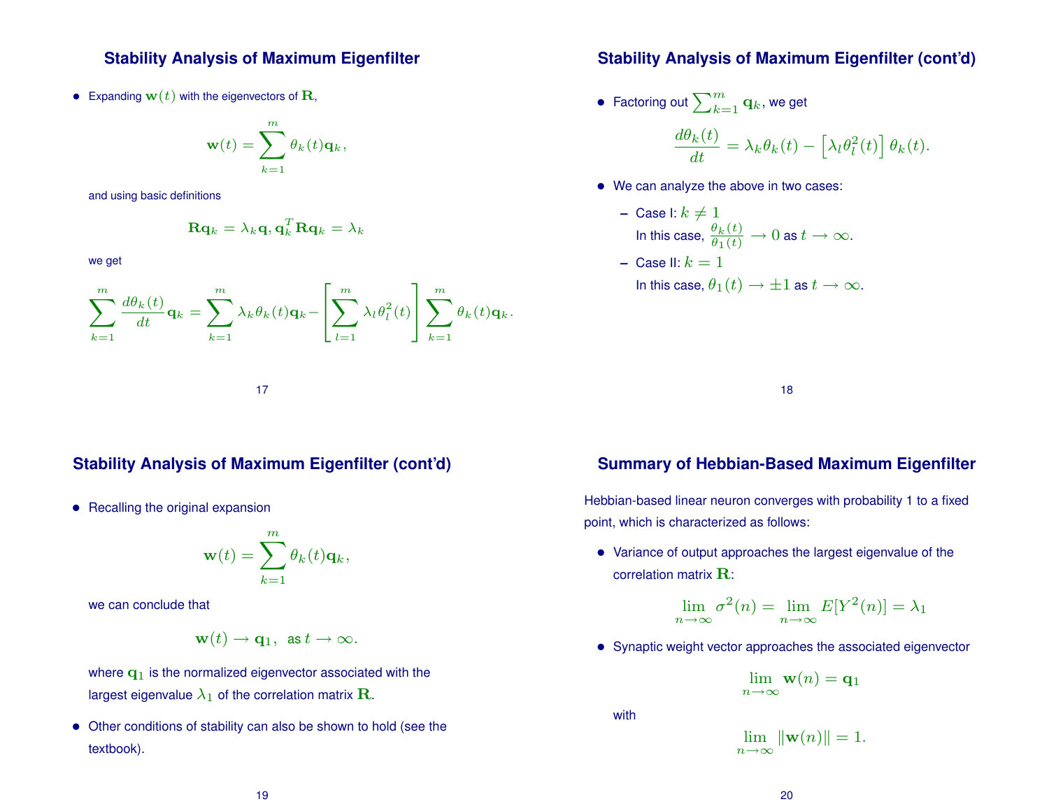## Stability Analysis of Maximum Eigenfilter

- Expanding $\mathbf{w}(t)$ with the eigenvectors of $\mathbf{R}$,

$$\mathbf{w}(t) = \sum_{k=1}^{m} \theta_k(t)\mathbf{q}_k,$$

and using basic definitions

$$\mathbf{R}\mathbf{q}_k = \lambda_k \mathbf{q}, \mathbf{q}_k^T \mathbf{R}\mathbf{q}_k = \lambda_k$$

we get

$$\sum_{k=1}^{m} \frac{d\theta_k(t)}{dt}\mathbf{q}_k = \sum_{k=1}^{m} \lambda_k \theta_k(t)\mathbf{q}_k - \left[\sum_{l=1}^{m} \lambda_l \theta_l^2(t)\right] \sum_{k=1}^{m} \theta_k(t)\mathbf{q}_k.$$

## Stability Analysis of Maximum Eigenfilter (cont'd)

- Factoring out $\sum_{k=1}^{m} \mathbf{q}_k$, we get

$$\frac{d\theta_k(t)}{dt} = \lambda_k \theta_k(t) - \left[\lambda_l \theta_l^2(t)\right] \theta_k(t).$$

- We can analyze the above in two cases:
  - Case I: $k \neq 1$
    In this case, $\frac{\theta_k(t)}{\theta_1(t)} \rightarrow 0$ as $t \rightarrow \infty$.
  - Case II: $k = 1$
    In this case, $\theta_1(t) \rightarrow \pm 1$ as $t \rightarrow \infty$.

## Stability Analysis of Maximum Eigenfilter (cont'd)

- Recalling the original expansion

$$\mathbf{w}(t) = \sum_{k=1}^{m} \theta_k(t)\mathbf{q}_k,$$

we can conclude that

$$\mathbf{w}(t) \rightarrow \mathbf{q}_1, \text{ as } t \rightarrow \infty.$$

where $\mathbf{q}_1$ is the normalized eigenvector associated with the largest eigenvalue $\lambda_1$ of the correlation matrix $\mathbf{R}$.

- Other conditions of stability can also be shown to hold (see the textbook).

## Summary of Hebbian-Based Maximum Eigenfilter

Hebbian-based linear neuron converges with probability 1 to a fixed point, which is characterized as follows:

- Variance of output approaches the largest eigenvalue of the correlation matrix $\mathbf{R}$:

$$\lim_{n\rightarrow\infty} \sigma^2(n) = \lim_{n\rightarrow\infty} E[Y^2(n)] = \lambda_1$$

- Synaptic weight vector approaches the associated eigenvector

$$\lim_{n\rightarrow\infty} \mathbf{w}(n) = \mathbf{q}_1$$

with

$$\lim_{n\rightarrow\infty} \|\mathbf{w}(n)\| = 1.$$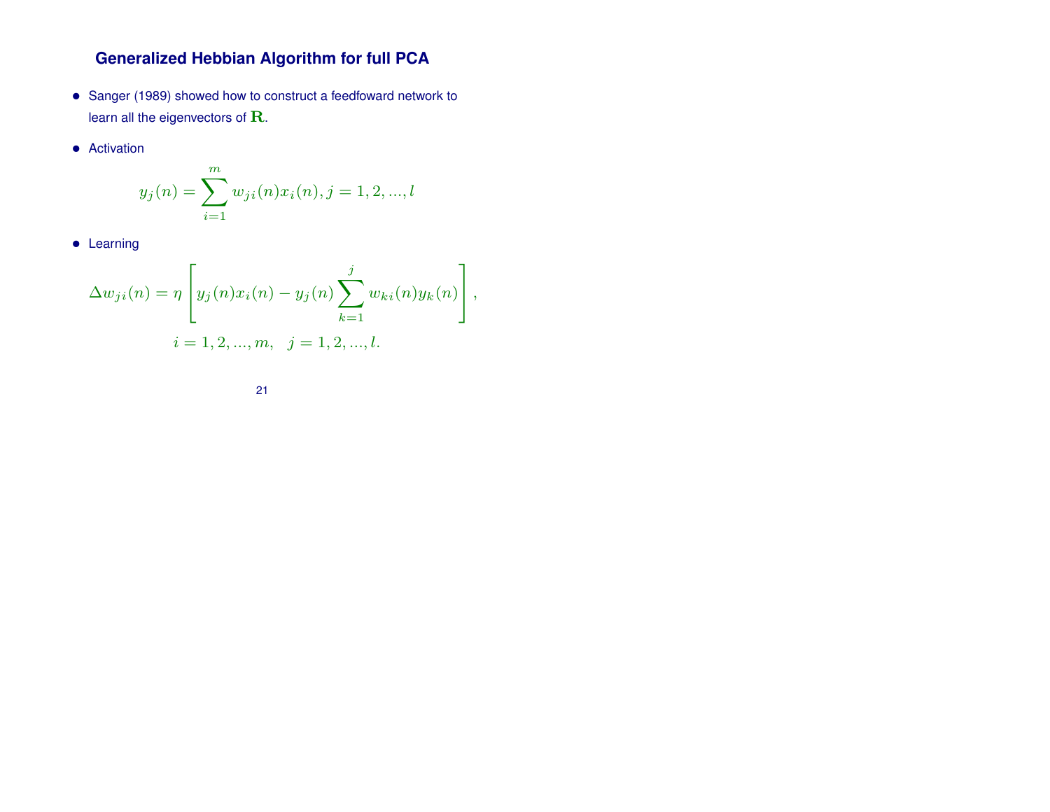## Generalized Hebbian Algorithm for full PCA

- Sanger (1989) showed how to construct a feedfoward network to learn all the eigenvectors of $\mathbf{R}$.
- Activation

$$y_j(n) = \sum_{i=1}^{m} w_{ji}(n) x_i(n), j = 1, 2, ..., l$$

- Learning

$$\Delta w_{ji}(n) = \eta \left[ y_j(n) x_i(n) - y_j(n) \sum_{k=1}^{j} w_{ki}(n) y_k(n) \right],$$

$$i = 1, 2, ..., m, \quad j = 1, 2, ..., l.$$